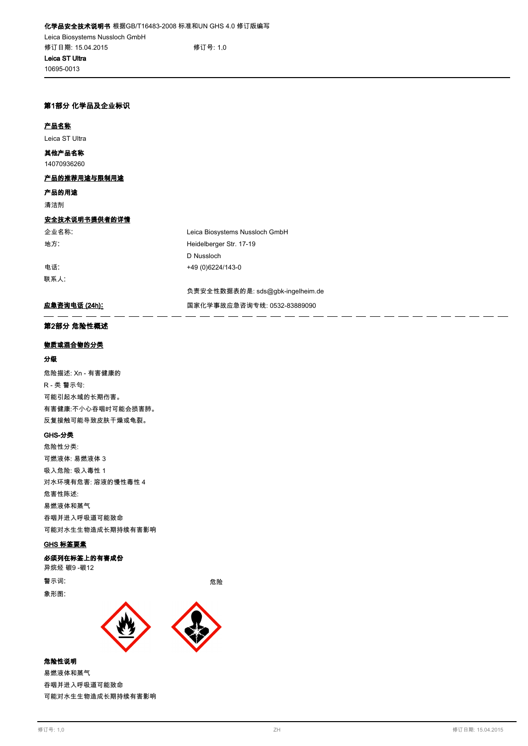**化学品安全技术说明书** 根据GB/T16483-2008 标准和UN GHS 4.0 修订版编写

Leica Biosystems Nussloch GmbH

修订日期: 15.04.2015　　　　修订号: 1,0

**Leica ST Ultra**

10695-0013

## 第1部分 化学品及企业标识

**产品名称**

Leica ST Ultra

**其他产品名称**

14070936260

**产品的推荐用途与限制用途**

**产品的用途**

清洁剂

**安全技术说明书提供者的详情**

| | |
|---|---|
| 企业名称: | Leica Biosystems Nussloch GmbH |
| 地方: | Heidelberger Str. 17-19 |
| | D Nussloch |
| 电话: | +49 (0)6224/143-0 |
| 联系人: | |
| | 负责安全性数据表的是: sds@gbk-ingelheim.de |

**应急咨询电话 (24h):** 国家化学事故应急咨询专线: 0532-83889090

## 第2部分 危险性概述

**物质或混合物的分类**

**分级**

危险描述: Xn - 有害健康的

R - 类 警示句:

可能引起水域的长期伤害。

有害健康:不小心吞咽时可能会损害肺。

反复接触可能导致皮肤干燥或龟裂。

**GHS-分类**

危险性分类:

可燃液体: 易燃液体 3

吸入危险: 吸入毒性 1

对水环境有危害: 溶液的慢性毒性 4

危害性陈述:

易燃液体和蒸气

吞咽并进入呼吸道可能致命

可能对水生生物造成长期持续有害影响

**GHS 标签要素**

***必须列在标签上的有害成份***

异烷烃 碳9 -碳12

警示词:　　　　危险

象形图:

**危险性说明**

易燃液体和蒸气

吞咽并进入呼吸道可能致命

可能对水生生物造成长期持续有害影响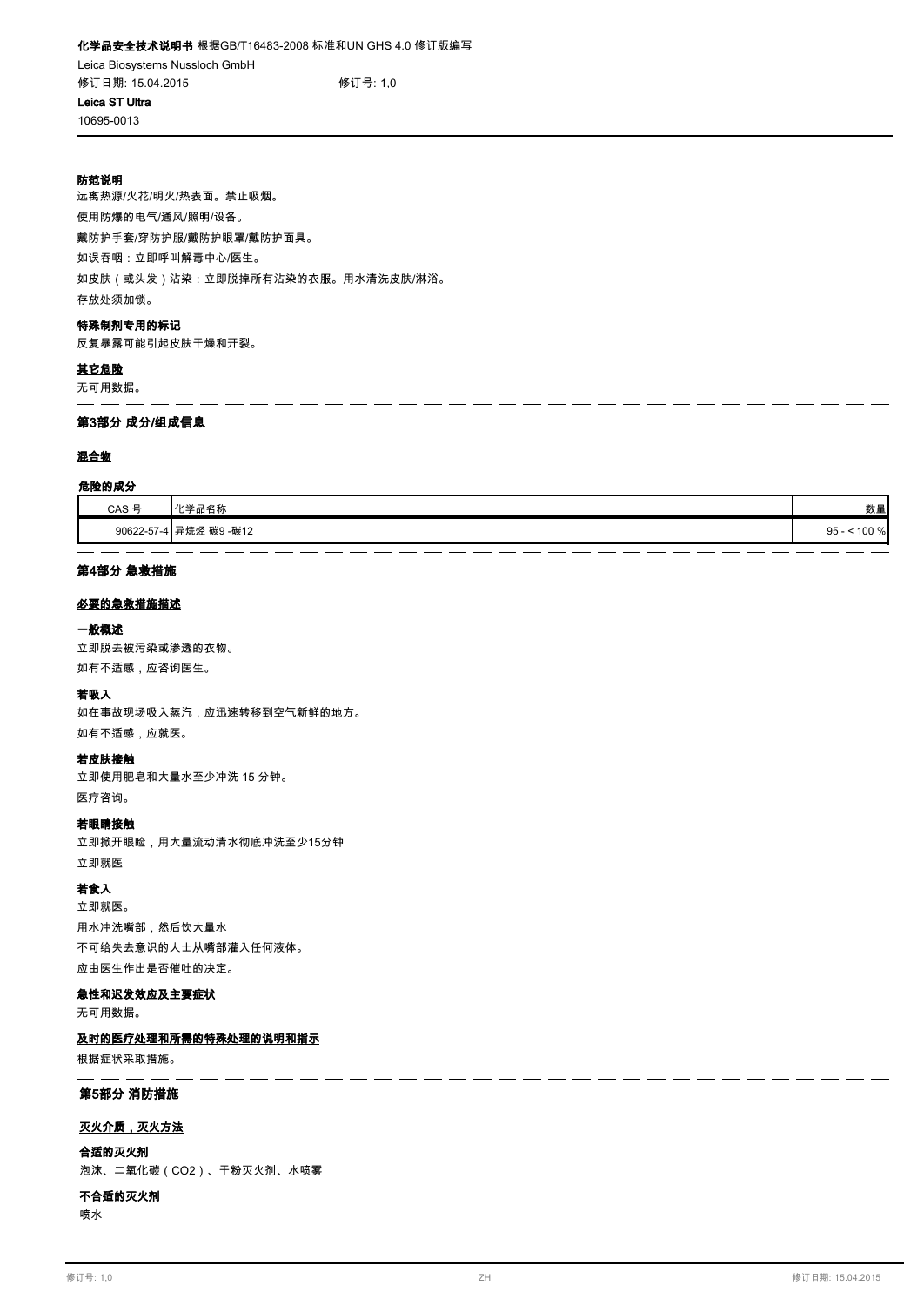**防范说明**

远离热源/火花/明火/热表面。禁止吸烟。

使用防爆的电气/通风/照明/设备。

戴防护手套/穿防护服/戴防护眼罩/戴防护面具。

如误吞咽：立即呼叫解毒中心/医生。

如皮肤（或头发）沾染：立即脱掉所有沾染的衣服。用水清洗皮肤/淋浴。

存放处须加锁。

**特殊制剂专用的标记**

反复暴露可能引起皮肤干燥和开裂。

**其它危险**

无可用数据。

## 第3部分 成分/组成信息

**混合物**

**危险的成分**

| CAS 号 | 化学品名称 | 数量 |
|---|---|---|
| 90622-57-4 | 异烷烃 碳9 -碳12 | 95 - < 100 % |

## 第4部分 急救措施

**必要的急救措施描述**

**一般概述**

立即脱去被污染或渗透的衣物。

如有不适感，应咨询医生。

**若吸入**

如在事故现场吸入蒸汽，应迅速转移到空气新鲜的地方。

如有不适感，应就医。

**若皮肤接触**

立即使用肥皂和大量水至少冲洗 15 分钟。

医疗咨询。

**若眼睛接触**

立即掀开眼睑，用大量流动清水彻底冲洗至少15分钟

立即就医

**若食入**

立即就医。

用水冲洗嘴部，然后饮大量水

不可给失去意识的人士从嘴部灌入任何液体。

应由医生作出是否催吐的决定。

**急性和迟发效应及主要症状**

无可用数据。

**及时的医疗处理和所需的特殊处理的说明和指示**

根据症状采取措施。

## 第5部分 消防措施

**灭火介质，灭火方法**

**合适的灭火剂**

泡沫、二氧化碳（$CO_2$）、干粉灭火剂、水喷雾

**不合适的灭火剂**

喷水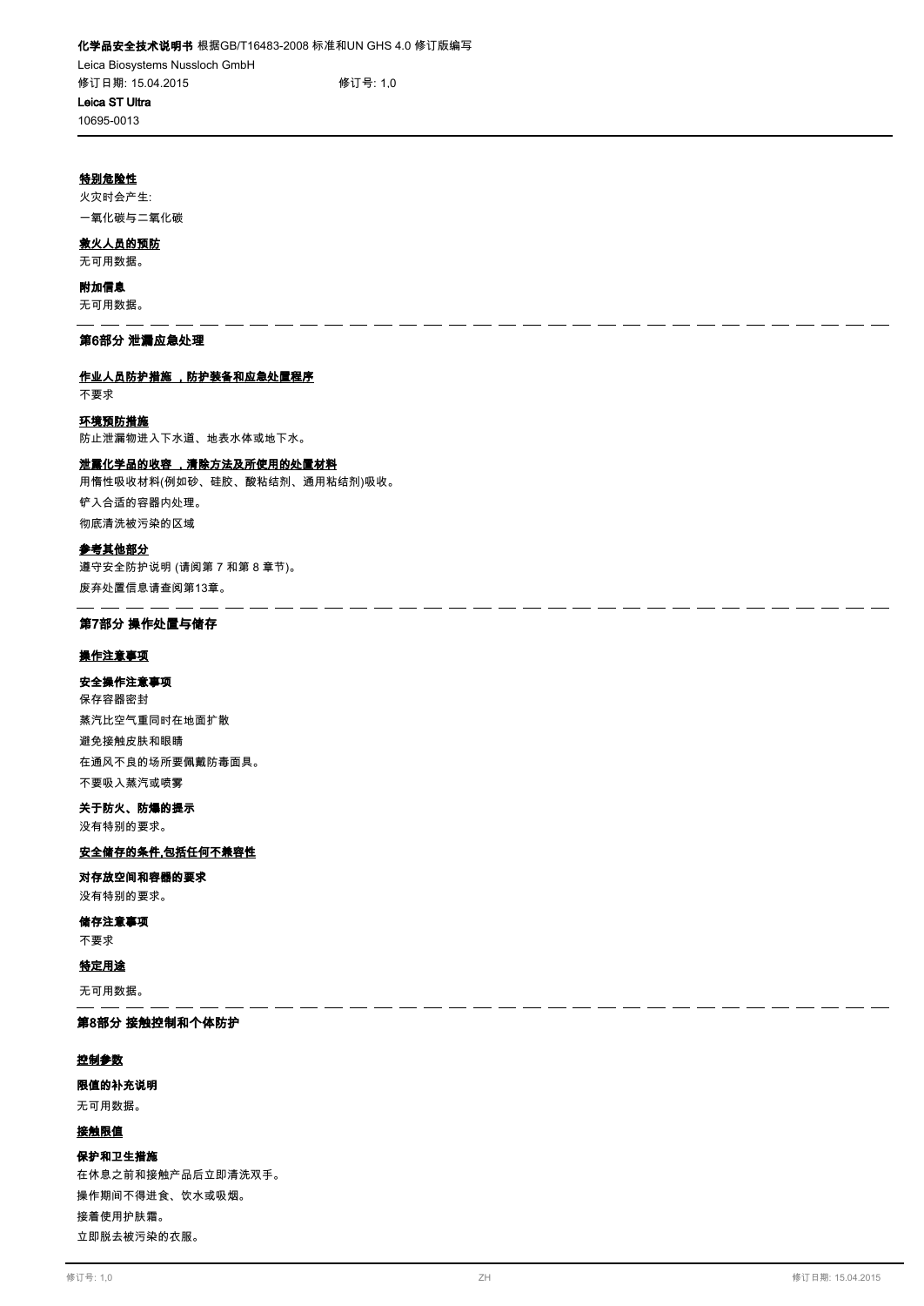**特别危险性**

火灾时会产生:

一氧化碳与二氧化碳

**救火人员的预防**

无可用数据。

**附加信息**

无可用数据。

## 第6部分 泄漏应急处理

**作业人员防护措施 ，防护装备和应急处置程序**

不要求

**环境预防措施**

防止泄漏物进入下水道、地表水体或地下水。

**泄露化学品的收容 ，清除方法及所使用的处置材料**

用惰性吸收材料(例如砂、硅胶、酸粘结剂、通用粘结剂)吸收。

铲入合适的容器内处理。

彻底清洗被污染的区域

**参考其他部分**

遵守安全防护说明 (请阅第 7 和第 8 章节)。

废弃处置信息请查阅第13章。

## 第7部分 操作处置与储存

**操作注意事项**

**安全操作注意事项**

保存容器密封

蒸汽比空气重同时在地面扩散

避免接触皮肤和眼睛

在通风不良的场所要佩戴防毒面具。

不要吸入蒸汽或喷雾

**关于防火、防爆的提示**

没有特别的要求。

**安全储存的条件,包括任何不兼容性**

**对存放空间和容器的要求**

没有特别的要求。

**储存注意事项**

不要求

**特定用途**

无可用数据。

## 第8部分 接触控制和个体防护

**控制参数**

**限值的补充说明**

无可用数据。

**接触限值**

**保护和卫生措施**

在休息之前和接触产品后立即清洗双手。

操作期间不得进食、饮水或吸烟。

接着使用护肤霜。

立即脱去被污染的衣服。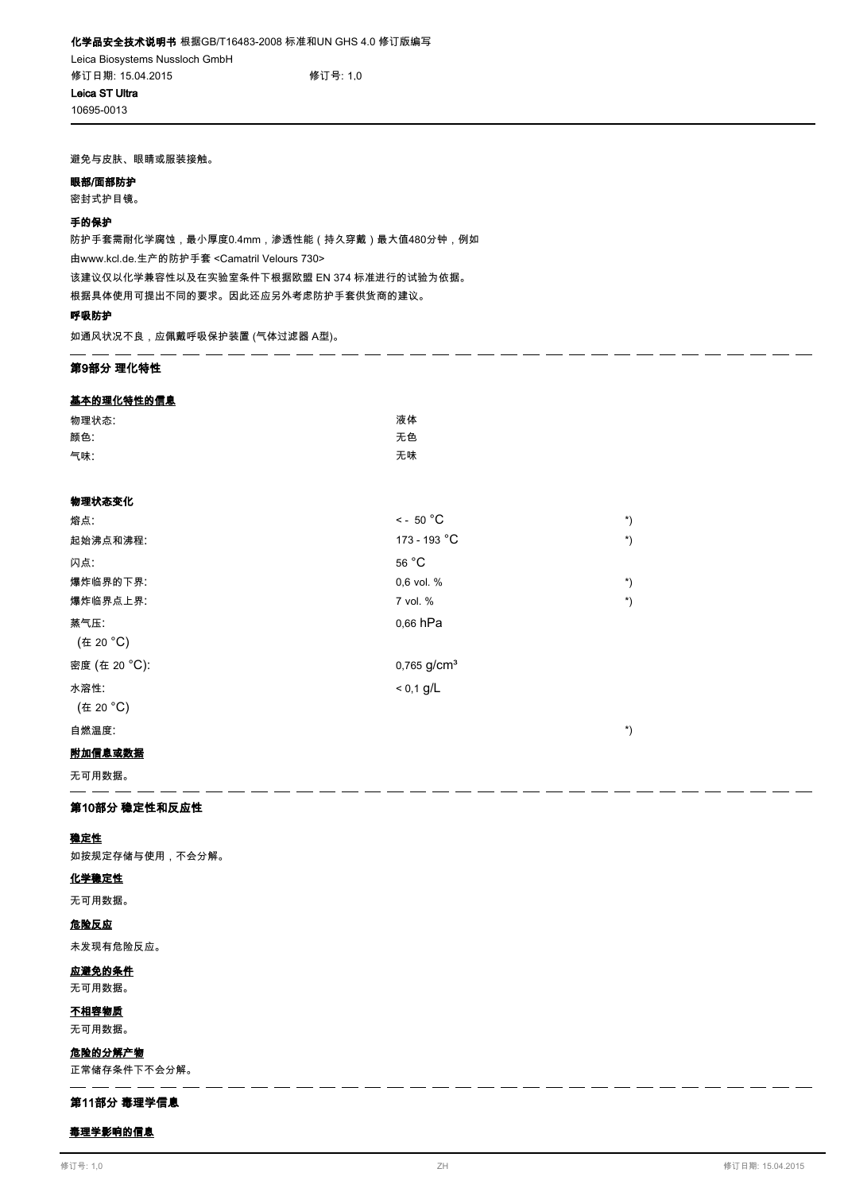避免与皮肤、眼睛或服装接触。

**眼部/面部防护**

密封式护目镜。

**手的保护**

防护手套需耐化学腐蚀，最小厚度0.4mm，渗透性能（持久穿戴）最大值480分钟，例如

由www.kcl.de.生产的防护手套 <Camatril Velours 730>

该建议仅以化学兼容性以及在实验室条件下根据欧盟 EN 374 标准进行的试验为依据。

根据具体使用可提出不同的要求。因此还应另外考虑防护手套供货商的建议。

**呼吸防护**

如通风状况不良，应佩戴呼吸保护装置 (气体过滤器 A型)。

## 第9部分 理化特性

**基本的理化特性的信息**

| | | |
|---|---|---|
| 物理状态: | 液体 | |
| 颜色: | 无色 | |
| 气味: | 无味 | |

**物理状态变化**

| | | |
|---|---|---|
| 熔点: | < - 50 °C | *) |
| 起始沸点和沸程: | 173 - 193 °C | *) |
| 闪点: | 56 °C | |
| 爆炸临界的下界: | 0,6 vol. % | *) |
| 爆炸临界点上界: | 7 vol. % | *) |
| 蒸气压: (在 20 °C) | 0,66 hPa | |
| 密度 (在 20 °C): | 0,765 g/cm³ | |
| 水溶性: (在 20 °C) | < 0,1 g/L | |
| 自燃温度: | | *) |

**附加信息或数据**

无可用数据。

## 第10部分 稳定性和反应性

**稳定性**

如按规定存储与使用，不会分解。

**化学稳定性**

无可用数据。

**危险反应**

未发现有危险反应。

**应避免的条件**

无可用数据。

**不相容物质**

无可用数据。

**危险的分解产物**

正常储存条件下不会分解。

## 第11部分 毒理学信息

**毒理学影响的信息**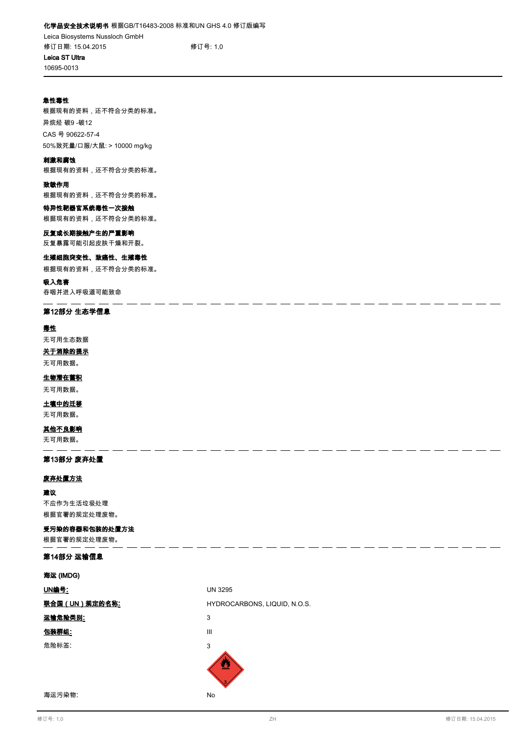**急性毒性**

根据现有的资料，还不符合分类的标准。

异烷烃 碳9 -碳12

CAS 号 90622-57-4

50%致死量/口服/大鼠: > 10000 mg/kg

**刺激和腐蚀**

根据现有的资料，还不符合分类的标准。

**致敏作用**

根据现有的资料，还不符合分类的标准。

**特异性靶器官系统毒性一次接触**

根据现有的资料，还不符合分类的标准。

**反复或长期接触产生的严重影响**

反复暴露可能引起皮肤干燥和开裂。

**生殖细胞突变性、致癌性、生殖毒性**

根据现有的资料，还不符合分类的标准。

**吸入危害**

吞咽并进入呼吸道可能致命

## 第12部分 生态学信息

**毒性**

无可用生态数据

**关于消除的提示**

无可用数据。

**生物潜在蓄积**

无可用数据。

**土壤中的迁移**

无可用数据。

**其他不良影响**

无可用数据。

## 第13部分 废弃处置

**废弃处置方法**

**建议**

不应作为生活垃圾处理

根据官署的规定处理废物。

**受污染的容器和包装的处置方法**

根据官署的规定处理废物。

## 第14部分 运输信息

**海运 (IMDG)**

| | |
|---|---|
| **UN编号:** | UN 3295 |
| **联合国（UN）规定的名称:** | HYDROCARBONS, LIQUID, N.O.S. |
| **运输危险类别:** | 3 |
| **包装群组:** | III |
| 危险标签: | 3 |
| 海运污染物: | No |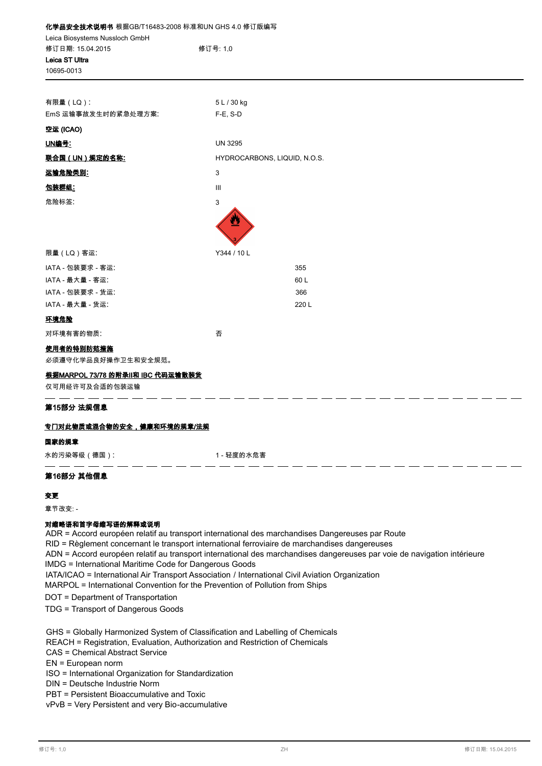| | |
|---|---|
| 有限量（LQ）: | 5 L / 30 kg |
| EmS 运输事故发生时的紧急处理方案: | F-E, S-D |

**空运 (ICAO)**

| | |
|---|---|
| **UN编号:** | UN 3295 |
| **联合国（UN）规定的名称:** | HYDROCARBONS, LIQUID, N.O.S. |
| **运输危险类别:** | 3 |
| **包装群组:** | III |
| 危险标签: | 3 |

| | |
|---|---|
| 限量（LQ）客运: | Y344 / 10 L |
| IATA - 包装要求 - 客运: | 355 |
| IATA - 最大量 - 客运: | 60 L |
| IATA - 包装要求 - 货运: | 366 |
| IATA - 最大量 - 货运: | 220 L |

**环境危险**

对环境有害的物质: 否

**使用者的特别防范措施**

必须遵守化学品良好操作卫生和安全规范。

**根据MARPOL 73/78 的附录II和 IBC 代码运输散装货**

仅可用经许可及合适的包装运输

## 第15部分 法规信息

**专门对此物质或混合物的安全，健康和环境的规章/法规**

**国家的规章**

水的污染等级（德国）: 1 - 轻度的水危害

## 第16部分 其他信息

**变更**

章节改变: -

**对缩略语和首字母缩写语的解释或说明**

ADR = Accord européen relatif au transport international des marchandises Dangereuses par Route
RID = Règlement concernant le transport international ferroviaire de marchandises dangereuses
ADN = Accord européen relatif au transport international des marchandises dangereuses par voie de navigation intérieure
IMDG = International Maritime Code for Dangerous Goods
IATA/ICAO = International Air Transport Association / International Civil Aviation Organization
MARPOL = International Convention for the Prevention of Pollution from Ships
DOT = Department of Transportation
TDG = Transport of Dangerous Goods

GHS = Globally Harmonized System of Classification and Labelling of Chemicals
REACH = Registration, Evaluation, Authorization and Restriction of Chemicals
CAS = Chemical Abstract Service
EN = European norm
ISO = International Organization for Standardization
DIN = Deutsche Industrie Norm
PBT = Persistent Bioaccumulative and Toxic
vPvB = Very Persistent and very Bio-accumulative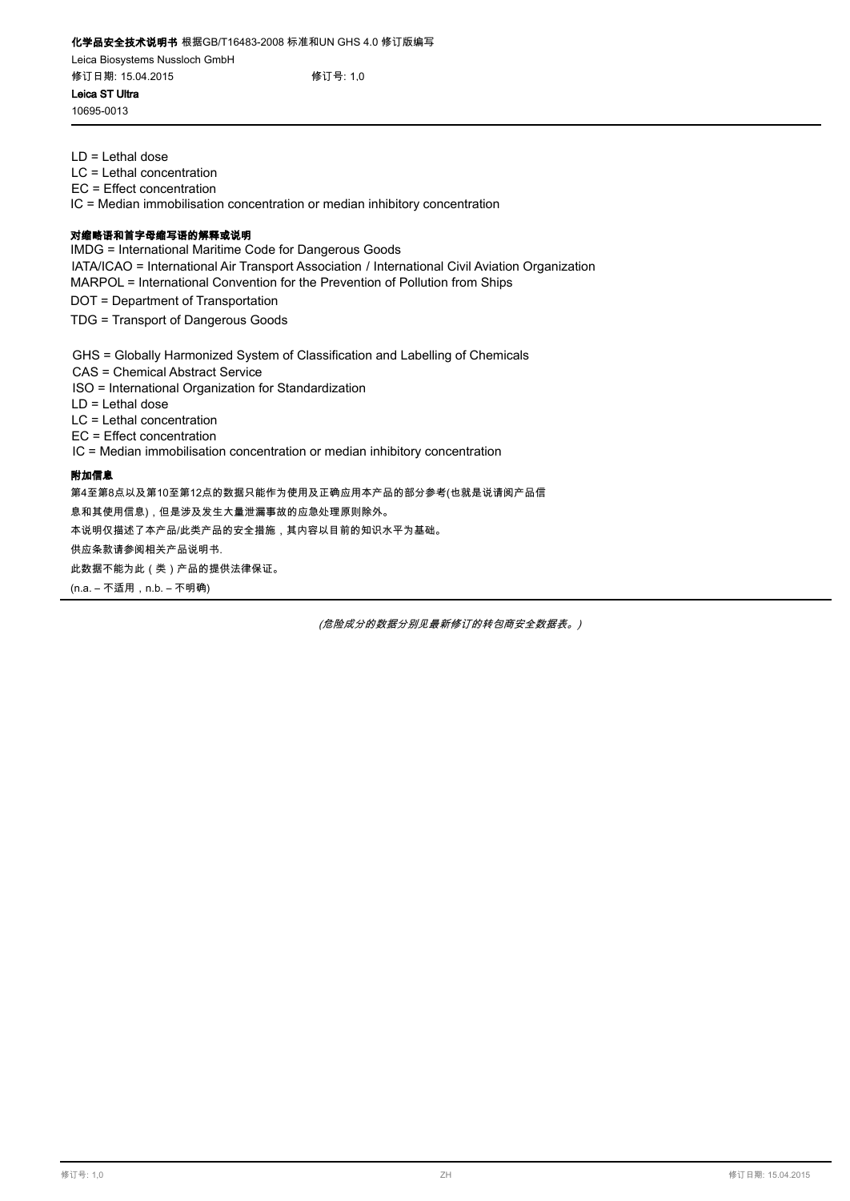LD = Lethal dose

LC = Lethal concentration

EC = Effect concentration

IC = Median immobilisation concentration or median inhibitory concentration

**对缩略语和首字母缩写语的解释或说明**

IMDG = International Maritime Code for Dangerous Goods

IATA/ICAO = International Air Transport Association / International Civil Aviation Organization

MARPOL = International Convention for the Prevention of Pollution from Ships

DOT = Department of Transportation

TDG = Transport of Dangerous Goods

GHS = Globally Harmonized System of Classification and Labelling of Chemicals

CAS = Chemical Abstract Service

ISO = International Organization for Standardization

LD = Lethal dose

LC = Lethal concentration

EC = Effect concentration

IC = Median immobilisation concentration or median inhibitory concentration

**附加信息**

第4至第8点以及第10至第12点的数据只能作为使用及正确应用本产品的部分参考(也就是说请阅产品信息和其使用信息)，但是涉及发生大量泄漏事故的应急处理原则除外。

本说明仅描述了本产品/此类产品的安全措施，其内容以目前的知识水平为基础。

供应条款请参阅相关产品说明书.

此数据不能为此（类）产品的提供法律保证。

(n.a. – 不适用，n.b. – 不明确)

*(危险成分的数据分别见最新修订的转包商安全数据表。)*